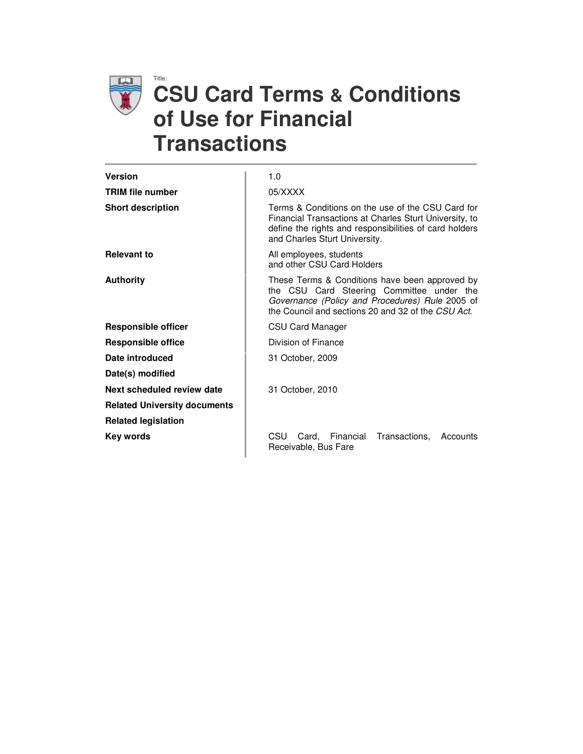Title:

# CSU Card Terms & Conditions of Use for Financial Transactions

| | |
|---|---|
| **Version** | 1.0 |
| **TRIM file number** | 05/XXXX |
| **Short description** | Terms & Conditions on the use of the CSU Card for Financial Transactions at Charles Sturt University, to define the rights and responsibilities of card holders and Charles Sturt University. |
| **Relevant to** | All employees, students and other CSU Card Holders |
| **Authority** | These Terms & Conditions have been approved by the CSU Card Steering Committee under the *Governance (Policy and Procedures) Rule* 2005 of the Council and sections 20 and 32 of the *CSU Act*. |
| **Responsible officer** | CSU Card Manager |
| **Responsible office** | Division of Finance |
| **Date introduced** | 31 October, 2009 |
| **Date(s) modified** | |
| **Next scheduled review date** | 31 October, 2010 |
| **Related University documents** | |
| **Related legislation** | |
| **Key words** | CSU Card, Financial Transactions, Accounts Receivable, Bus Fare |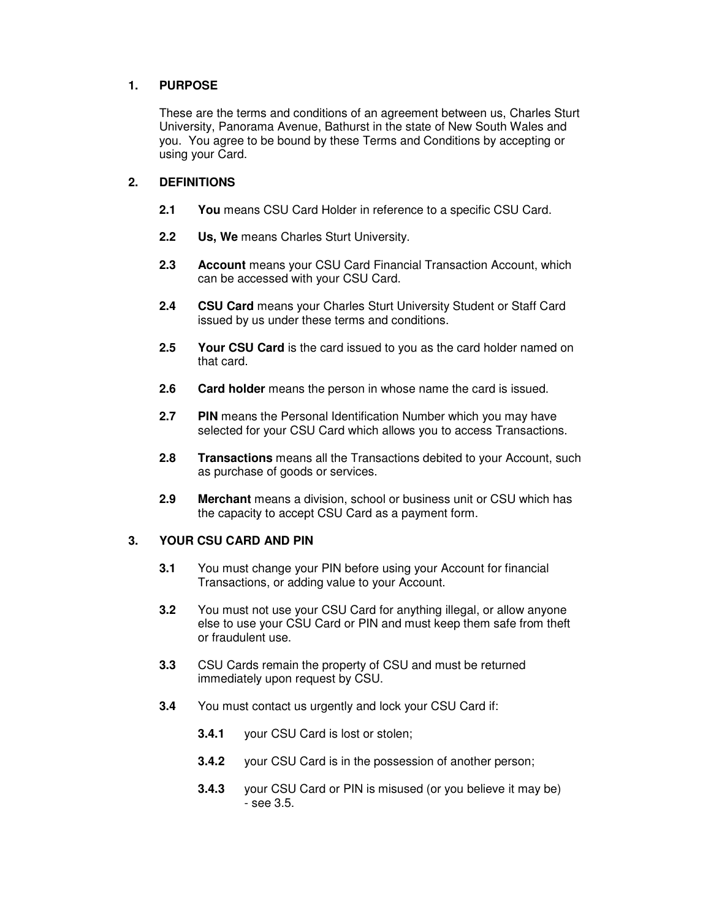## 1. PURPOSE

These are the terms and conditions of an agreement between us, Charles Sturt University, Panorama Avenue, Bathurst in the state of New South Wales and you. You agree to be bound by these Terms and Conditions by accepting or using your Card.

## 2. DEFINITIONS

**2.1** **You** means CSU Card Holder in reference to a specific CSU Card.

**2.2** **Us, We** means Charles Sturt University.

**2.3** **Account** means your CSU Card Financial Transaction Account, which can be accessed with your CSU Card.

**2.4** **CSU Card** means your Charles Sturt University Student or Staff Card issued by us under these terms and conditions.

**2.5** **Your CSU Card** is the card issued to you as the card holder named on that card.

**2.6** **Card holder** means the person in whose name the card is issued.

**2.7** **PIN** means the Personal Identification Number which you may have selected for your CSU Card which allows you to access Transactions.

**2.8** **Transactions** means all the Transactions debited to your Account, such as purchase of goods or services.

**2.9** **Merchant** means a division, school or business unit or CSU which has the capacity to accept CSU Card as a payment form.

## 3. YOUR CSU CARD AND PIN

**3.1** You must change your PIN before using your Account for financial Transactions, or adding value to your Account.

**3.2** You must not use your CSU Card for anything illegal, or allow anyone else to use your CSU Card or PIN and must keep them safe from theft or fraudulent use.

**3.3** CSU Cards remain the property of CSU and must be returned immediately upon request by CSU.

**3.4** You must contact us urgently and lock your CSU Card if:

**3.4.1** your CSU Card is lost or stolen;

**3.4.2** your CSU Card is in the possession of another person;

**3.4.3** your CSU Card or PIN is misused (or you believe it may be) - see 3.5.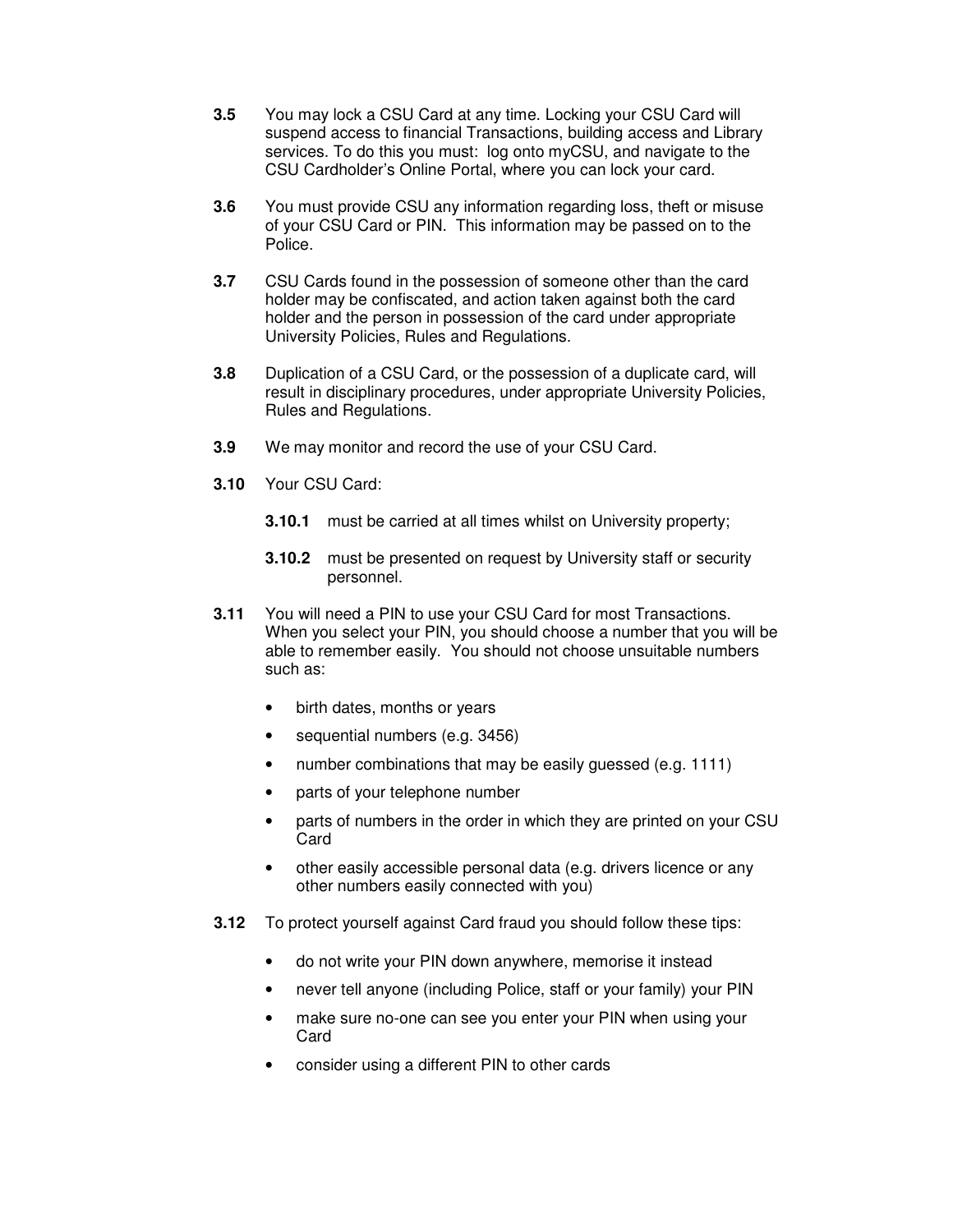**3.5** You may lock a CSU Card at any time. Locking your CSU Card will suspend access to financial Transactions, building access and Library services. To do this you must: log onto myCSU, and navigate to the CSU Cardholder's Online Portal, where you can lock your card.

**3.6** You must provide CSU any information regarding loss, theft or misuse of your CSU Card or PIN. This information may be passed on to the Police.

**3.7** CSU Cards found in the possession of someone other than the card holder may be confiscated, and action taken against both the card holder and the person in possession of the card under appropriate University Policies, Rules and Regulations.

**3.8** Duplication of a CSU Card, or the possession of a duplicate card, will result in disciplinary procedures, under appropriate University Policies, Rules and Regulations.

**3.9** We may monitor and record the use of your CSU Card.

**3.10** Your CSU Card:

> **3.10.1** must be carried at all times whilst on University property;
>
> **3.10.2** must be presented on request by University staff or security personnel.

**3.11** You will need a PIN to use your CSU Card for most Transactions. When you select your PIN, you should choose a number that you will be able to remember easily. You should not choose unsuitable numbers such as:

- birth dates, months or years
- sequential numbers (e.g. 3456)
- number combinations that may be easily guessed (e.g. 1111)
- parts of your telephone number
- parts of numbers in the order in which they are printed on your CSU Card
- other easily accessible personal data (e.g. drivers licence or any other numbers easily connected with you)

**3.12** To protect yourself against Card fraud you should follow these tips:

- do not write your PIN down anywhere, memorise it instead
- never tell anyone (including Police, staff or your family) your PIN
- make sure no-one can see you enter your PIN when using your Card
- consider using a different PIN to other cards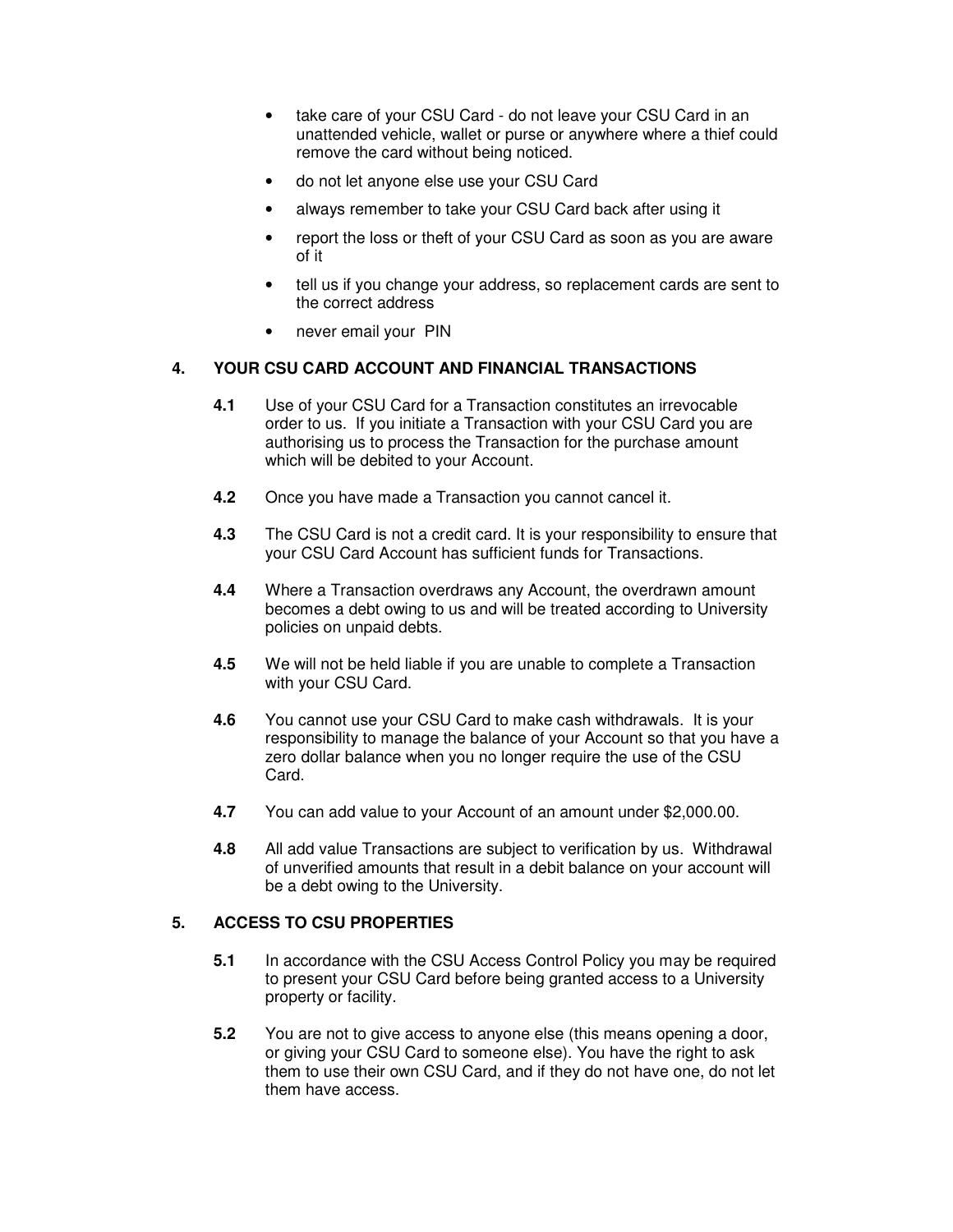- take care of your CSU Card - do not leave your CSU Card in an unattended vehicle, wallet or purse or anywhere where a thief could remove the card without being noticed.
- do not let anyone else use your CSU Card
- always remember to take your CSU Card back after using it
- report the loss or theft of your CSU Card as soon as you are aware of it
- tell us if you change your address, so replacement cards are sent to the correct address
- never email your PIN

## 4. YOUR CSU CARD ACCOUNT AND FINANCIAL TRANSACTIONS

**4.1** Use of your CSU Card for a Transaction constitutes an irrevocable order to us. If you initiate a Transaction with your CSU Card you are authorising us to process the Transaction for the purchase amount which will be debited to your Account.

**4.2** Once you have made a Transaction you cannot cancel it.

**4.3** The CSU Card is not a credit card. It is your responsibility to ensure that your CSU Card Account has sufficient funds for Transactions.

**4.4** Where a Transaction overdraws any Account, the overdrawn amount becomes a debt owing to us and will be treated according to University policies on unpaid debts.

**4.5** We will not be held liable if you are unable to complete a Transaction with your CSU Card.

**4.6** You cannot use your CSU Card to make cash withdrawals. It is your responsibility to manage the balance of your Account so that you have a zero dollar balance when you no longer require the use of the CSU Card.

**4.7** You can add value to your Account of an amount under $2,000.00.

**4.8** All add value Transactions are subject to verification by us. Withdrawal of unverified amounts that result in a debit balance on your account will be a debt owing to the University.

## 5. ACCESS TO CSU PROPERTIES

**5.1** In accordance with the CSU Access Control Policy you may be required to present your CSU Card before being granted access to a University property or facility.

**5.2** You are not to give access to anyone else (this means opening a door, or giving your CSU Card to someone else). You have the right to ask them to use their own CSU Card, and if they do not have one, do not let them have access.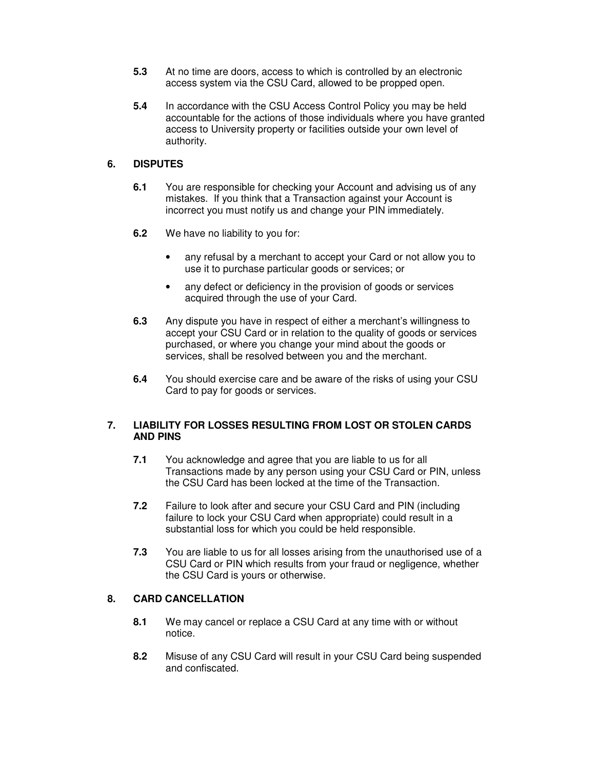**5.3** At no time are doors, access to which is controlled by an electronic access system via the CSU Card, allowed to be propped open.

**5.4** In accordance with the CSU Access Control Policy you may be held accountable for the actions of those individuals where you have granted access to University property or facilities outside your own level of authority.

## 6. DISPUTES

**6.1** You are responsible for checking your Account and advising us of any mistakes. If you think that a Transaction against your Account is incorrect you must notify us and change your PIN immediately.

**6.2** We have no liability to you for:

- any refusal by a merchant to accept your Card or not allow you to use it to purchase particular goods or services; or
- any defect or deficiency in the provision of goods or services acquired through the use of your Card.

**6.3** Any dispute you have in respect of either a merchant's willingness to accept your CSU Card or in relation to the quality of goods or services purchased, or where you change your mind about the goods or services, shall be resolved between you and the merchant.

**6.4** You should exercise care and be aware of the risks of using your CSU Card to pay for goods or services.

## 7. LIABILITY FOR LOSSES RESULTING FROM LOST OR STOLEN CARDS AND PINS

**7.1** You acknowledge and agree that you are liable to us for all Transactions made by any person using your CSU Card or PIN, unless the CSU Card has been locked at the time of the Transaction.

**7.2** Failure to look after and secure your CSU Card and PIN (including failure to lock your CSU Card when appropriate) could result in a substantial loss for which you could be held responsible.

**7.3** You are liable to us for all losses arising from the unauthorised use of a CSU Card or PIN which results from your fraud or negligence, whether the CSU Card is yours or otherwise.

## 8. CARD CANCELLATION

**8.1** We may cancel or replace a CSU Card at any time with or without notice.

**8.2** Misuse of any CSU Card will result in your CSU Card being suspended and confiscated.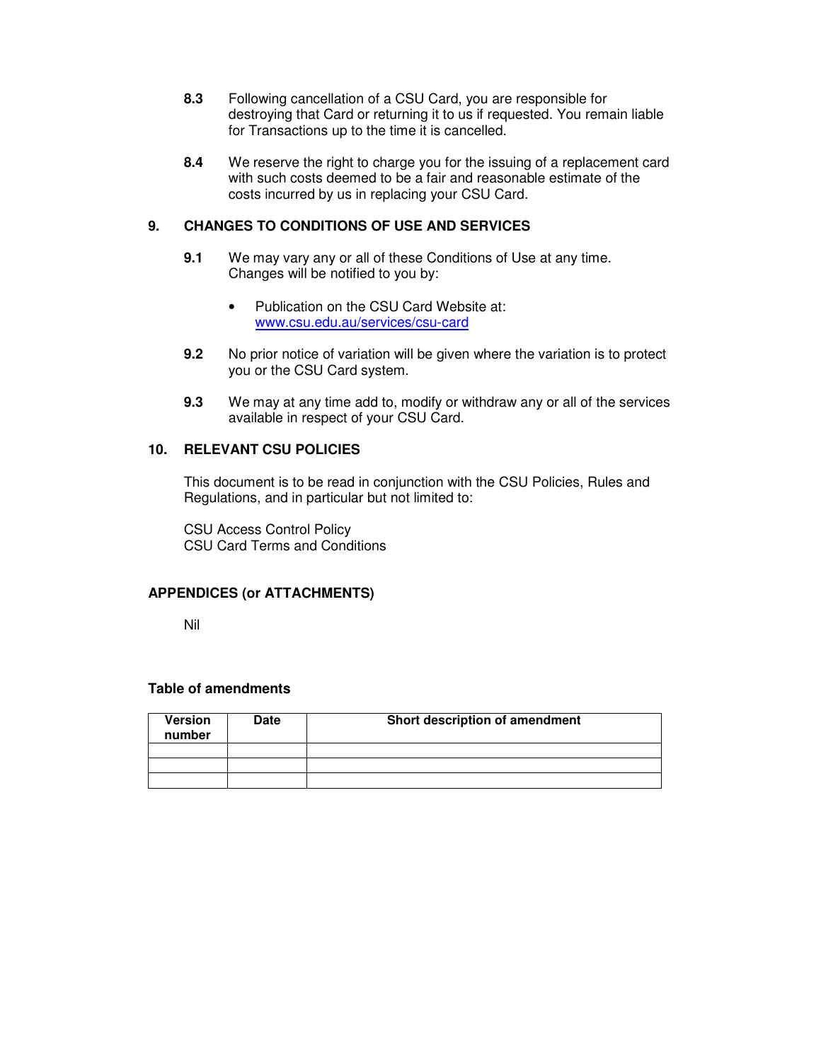**8.3** Following cancellation of a CSU Card, you are responsible for destroying that Card or returning it to us if requested. You remain liable for Transactions up to the time it is cancelled.

**8.4** We reserve the right to charge you for the issuing of a replacement card with such costs deemed to be a fair and reasonable estimate of the costs incurred by us in replacing your CSU Card.

## 9. CHANGES TO CONDITIONS OF USE AND SERVICES

**9.1** We may vary any or all of these Conditions of Use at any time. Changes will be notified to you by:

- Publication on the CSU Card Website at: www.csu.edu.au/services/csu-card

**9.2** No prior notice of variation will be given where the variation is to protect you or the CSU Card system.

**9.3** We may at any time add to, modify or withdraw any or all of the services available in respect of your CSU Card.

## 10. RELEVANT CSU POLICIES

This document is to be read in conjunction with the CSU Policies, Rules and Regulations, and in particular but not limited to:

CSU Access Control Policy
CSU Card Terms and Conditions

## APPENDICES (or ATTACHMENTS)

Nil

### Table of amendments

| Version number | Date | Short description of amendment |
|---|---|---|
| | | |
| | | |
| | | |